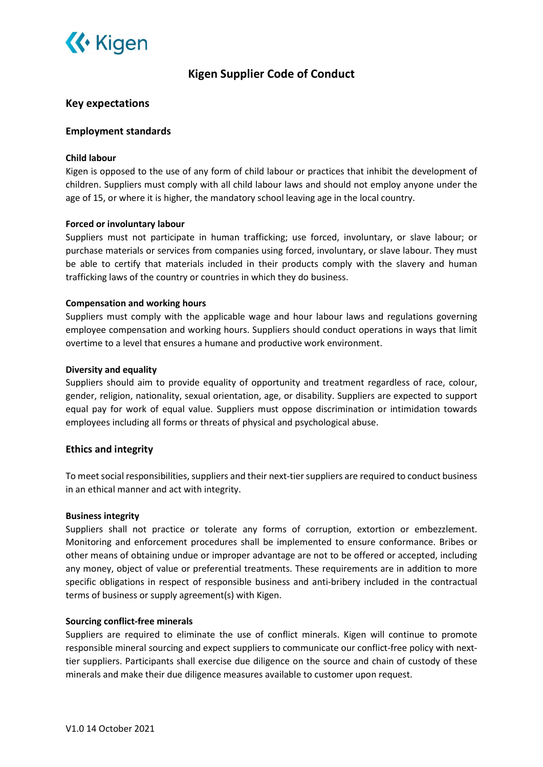# Kigen Supplier Code of Conduct

## Key expectations

### Employment standards

**Child labour**

Kigen is opposed to the use of any form of child labour or practices that inhibit the development of children. Suppliers must comply with all child labour laws and should not employ anyone under the age of 15, or where it is higher, the mandatory school leaving age in the local country.

**Forced or involuntary labour**

Suppliers must not participate in human trafficking; use forced, involuntary, or slave labour; or purchase materials or services from companies using forced, involuntary, or slave labour. They must be able to certify that materials included in their products comply with the slavery and human trafficking laws of the country or countries in which they do business.

**Compensation and working hours**

Suppliers must comply with the applicable wage and hour labour laws and regulations governing employee compensation and working hours. Suppliers should conduct operations in ways that limit overtime to a level that ensures a humane and productive work environment.

**Diversity and equality**

Suppliers should aim to provide equality of opportunity and treatment regardless of race, colour, gender, religion, nationality, sexual orientation, age, or disability. Suppliers are expected to support equal pay for work of equal value. Suppliers must oppose discrimination or intimidation towards employees including all forms or threats of physical and psychological abuse.

### Ethics and integrity

To meet social responsibilities, suppliers and their next-tier suppliers are required to conduct business in an ethical manner and act with integrity.

**Business integrity**

Suppliers shall not practice or tolerate any forms of corruption, extortion or embezzlement. Monitoring and enforcement procedures shall be implemented to ensure conformance. Bribes or other means of obtaining undue or improper advantage are not to be offered or accepted, including any money, object of value or preferential treatments. These requirements are in addition to more specific obligations in respect of responsible business and anti-bribery included in the contractual terms of business or supply agreement(s) with Kigen.

**Sourcing conflict-free minerals**

Suppliers are required to eliminate the use of conflict minerals. Kigen will continue to promote responsible mineral sourcing and expect suppliers to communicate our conflict-free policy with next-tier suppliers. Participants shall exercise due diligence on the source and chain of custody of these minerals and make their due diligence measures available to customer upon request.

V1.0 14 October 2021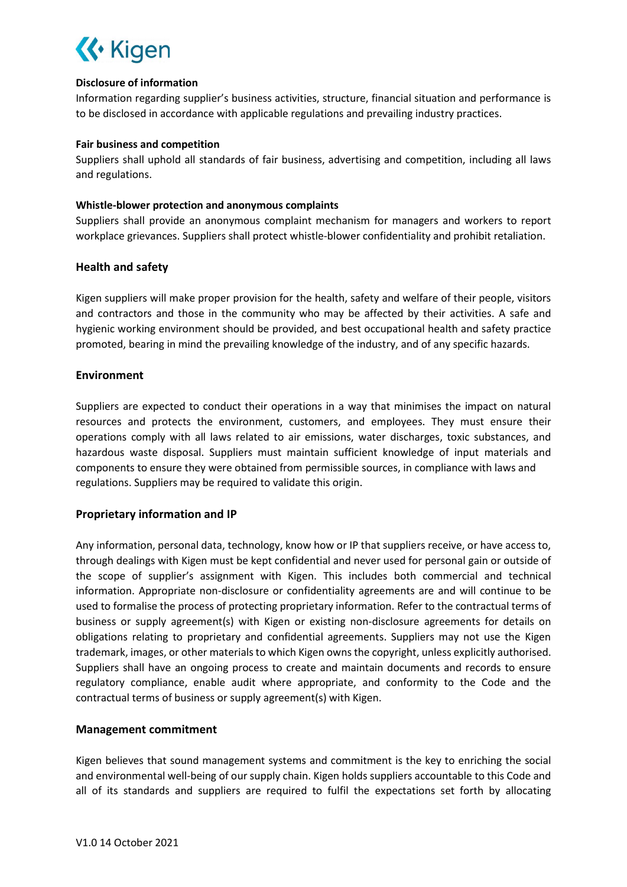**Disclosure of information**

Information regarding supplier's business activities, structure, financial situation and performance is to be disclosed in accordance with applicable regulations and prevailing industry practices.

**Fair business and competition**

Suppliers shall uphold all standards of fair business, advertising and competition, including all laws and regulations.

**Whistle-blower protection and anonymous complaints**

Suppliers shall provide an anonymous complaint mechanism for managers and workers to report workplace grievances. Suppliers shall protect whistle-blower confidentiality and prohibit retaliation.

## Health and safety

Kigen suppliers will make proper provision for the health, safety and welfare of their people, visitors and contractors and those in the community who may be affected by their activities. A safe and hygienic working environment should be provided, and best occupational health and safety practice promoted, bearing in mind the prevailing knowledge of the industry, and of any specific hazards.

## Environment

Suppliers are expected to conduct their operations in a way that minimises the impact on natural resources and protects the environment, customers, and employees. They must ensure their operations comply with all laws related to air emissions, water discharges, toxic substances, and hazardous waste disposal. Suppliers must maintain sufficient knowledge of input materials and components to ensure they were obtained from permissible sources, in compliance with laws and regulations. Suppliers may be required to validate this origin.

## Proprietary information and IP

Any information, personal data, technology, know how or IP that suppliers receive, or have access to, through dealings with Kigen must be kept confidential and never used for personal gain or outside of the scope of supplier's assignment with Kigen. This includes both commercial and technical information. Appropriate non-disclosure or confidentiality agreements are and will continue to be used to formalise the process of protecting proprietary information. Refer to the contractual terms of business or supply agreement(s) with Kigen or existing non-disclosure agreements for details on obligations relating to proprietary and confidential agreements. Suppliers may not use the Kigen trademark, images, or other materials to which Kigen owns the copyright, unless explicitly authorised. Suppliers shall have an ongoing process to create and maintain documents and records to ensure regulatory compliance, enable audit where appropriate, and conformity to the Code and the contractual terms of business or supply agreement(s) with Kigen.

## Management commitment

Kigen believes that sound management systems and commitment is the key to enriching the social and environmental well-being of our supply chain. Kigen holds suppliers accountable to this Code and all of its standards and suppliers are required to fulfil the expectations set forth by allocating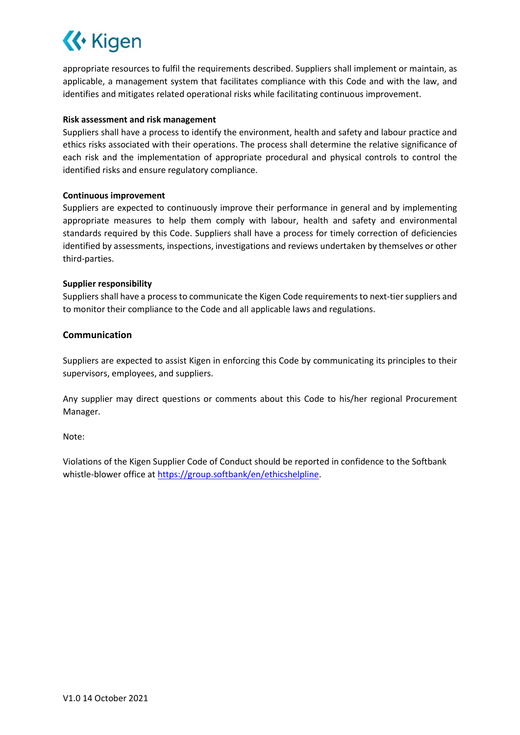appropriate resources to fulfil the requirements described. Suppliers shall implement or maintain, as applicable, a management system that facilitates compliance with this Code and with the law, and identifies and mitigates related operational risks while facilitating continuous improvement.

**Risk assessment and risk management**

Suppliers shall have a process to identify the environment, health and safety and labour practice and ethics risks associated with their operations. The process shall determine the relative significance of each risk and the implementation of appropriate procedural and physical controls to control the identified risks and ensure regulatory compliance.

**Continuous improvement**

Suppliers are expected to continuously improve their performance in general and by implementing appropriate measures to help them comply with labour, health and safety and environmental standards required by this Code. Suppliers shall have a process for timely correction of deficiencies identified by assessments, inspections, investigations and reviews undertaken by themselves or other third-parties.

**Supplier responsibility**

Suppliers shall have a process to communicate the Kigen Code requirements to next-tier suppliers and to monitor their compliance to the Code and all applicable laws and regulations.

## Communication

Suppliers are expected to assist Kigen in enforcing this Code by communicating its principles to their supervisors, employees, and suppliers.

Any supplier may direct questions or comments about this Code to his/her regional Procurement Manager.

Note:

Violations of the Kigen Supplier Code of Conduct should be reported in confidence to the Softbank whistle-blower office at https://group.softbank/en/ethicshelpline.

V1.0 14 October 2021